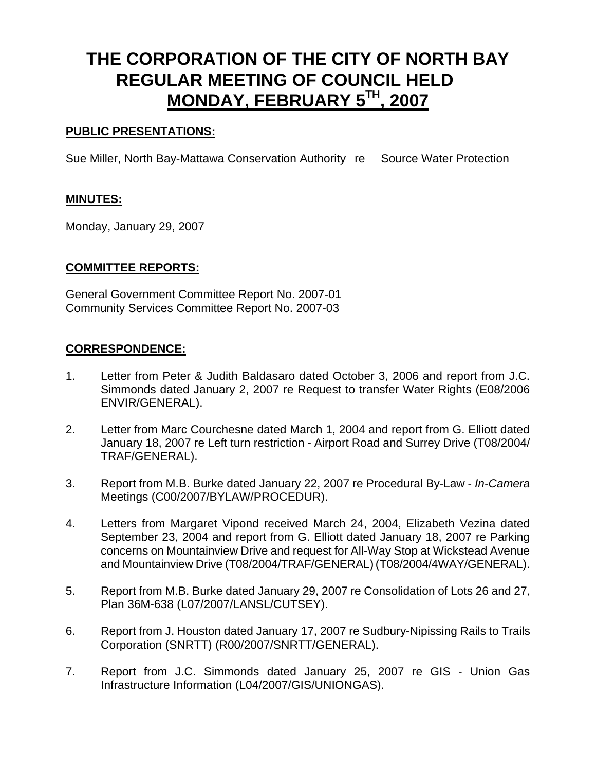# THE CORPORATION OF THE CITY OF NORTH BAY
# REGULAR MEETING OF COUNCIL HELD
# MONDAY, FEBRUARY 5TH, 2007

**PUBLIC PRESENTATIONS:**

Sue Miller, North Bay-Mattawa Conservation Authority re Source Water Protection

**MINUTES:**

Monday, January 29, 2007

**COMMITTEE REPORTS:**

General Government Committee Report No. 2007-01
Community Services Committee Report No. 2007-03

**CORRESPONDENCE:**

1. Letter from Peter & Judith Baldasaro dated October 3, 2006 and report from J.C. Simmonds dated January 2, 2007 re Request to transfer Water Rights (E08/2006 ENVIR/GENERAL).

2. Letter from Marc Courchesne dated March 1, 2004 and report from G. Elliott dated January 18, 2007 re Left turn restriction - Airport Road and Surrey Drive (T08/2004/ TRAF/GENERAL).

3. Report from M.B. Burke dated January 22, 2007 re Procedural By-Law - *In-Camera* Meetings (C00/2007/BYLAW/PROCEDUR).

4. Letters from Margaret Vipond received March 24, 2004, Elizabeth Vezina dated September 23, 2004 and report from G. Elliott dated January 18, 2007 re Parking concerns on Mountainview Drive and request for All-Way Stop at Wickstead Avenue and Mountainview Drive (T08/2004/TRAF/GENERAL) (T08/2004/4WAY/GENERAL).

5. Report from M.B. Burke dated January 29, 2007 re Consolidation of Lots 26 and 27, Plan 36M-638 (L07/2007/LANSL/CUTSEY).

6. Report from J. Houston dated January 17, 2007 re Sudbury-Nipissing Rails to Trails Corporation (SNRTT) (R00/2007/SNRTT/GENERAL).

7. Report from J.C. Simmonds dated January 25, 2007 re GIS - Union Gas Infrastructure Information (L04/2007/GIS/UNIONGAS).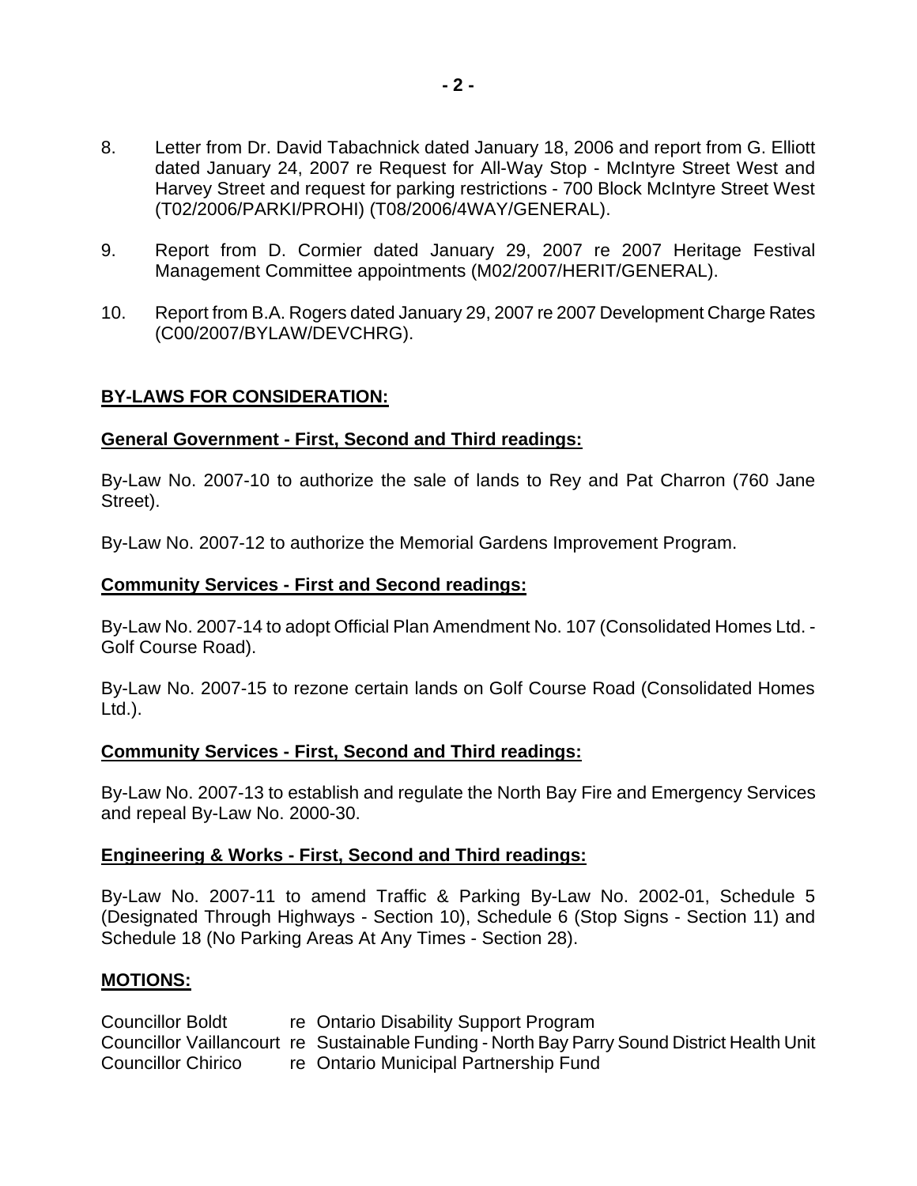8. Letter from Dr. David Tabachnick dated January 18, 2006 and report from G. Elliott dated January 24, 2007 re Request for All-Way Stop - McIntyre Street West and Harvey Street and request for parking restrictions - 700 Block McIntyre Street West (T02/2006/PARKI/PROHI) (T08/2006/4WAY/GENERAL).

9. Report from D. Cormier dated January 29, 2007 re 2007 Heritage Festival Management Committee appointments (M02/2007/HERIT/GENERAL).

10. Report from B.A. Rogers dated January 29, 2007 re 2007 Development Charge Rates (C00/2007/BYLAW/DEVCHRG).

**BY-LAWS FOR CONSIDERATION:**

**General Government - First, Second and Third readings:**

By-Law No. 2007-10 to authorize the sale of lands to Rey and Pat Charron (760 Jane Street).

By-Law No. 2007-12 to authorize the Memorial Gardens Improvement Program.

**Community Services - First and Second readings:**

By-Law No. 2007-14 to adopt Official Plan Amendment No. 107 (Consolidated Homes Ltd. - Golf Course Road).

By-Law No. 2007-15 to rezone certain lands on Golf Course Road (Consolidated Homes Ltd.).

**Community Services - First, Second and Third readings:**

By-Law No. 2007-13 to establish and regulate the North Bay Fire and Emergency Services and repeal By-Law No. 2000-30.

**Engineering & Works - First, Second and Third readings:**

By-Law No. 2007-11 to amend Traffic & Parking By-Law No. 2002-01, Schedule 5 (Designated Through Highways - Section 10), Schedule 6 (Stop Signs - Section 11) and Schedule 18 (No Parking Areas At Any Times - Section 28).

**MOTIONS:**

Councillor Boldt re Ontario Disability Support Program
Councillor Vaillancourt re Sustainable Funding - North Bay Parry Sound District Health Unit
Councillor Chirico re Ontario Municipal Partnership Fund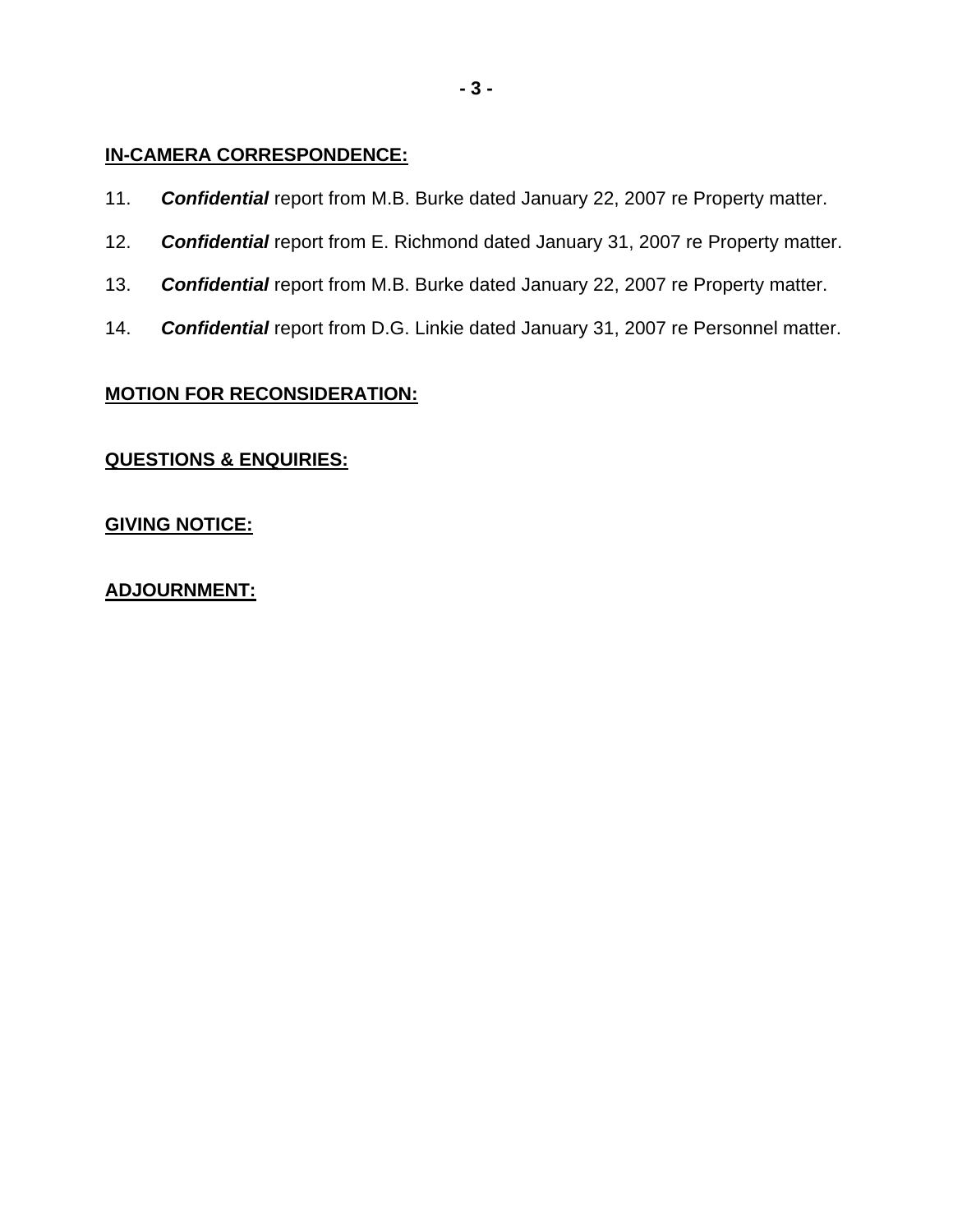**IN-CAMERA CORRESPONDENCE:**

11. ***Confidential*** report from M.B. Burke dated January 22, 2007 re Property matter.

12. ***Confidential*** report from E. Richmond dated January 31, 2007 re Property matter.

13. ***Confidential*** report from M.B. Burke dated January 22, 2007 re Property matter.

14. ***Confidential*** report from D.G. Linkie dated January 31, 2007 re Personnel matter.

**MOTION FOR RECONSIDERATION:**

**QUESTIONS & ENQUIRIES:**

**GIVING NOTICE:**

**ADJOURNMENT:**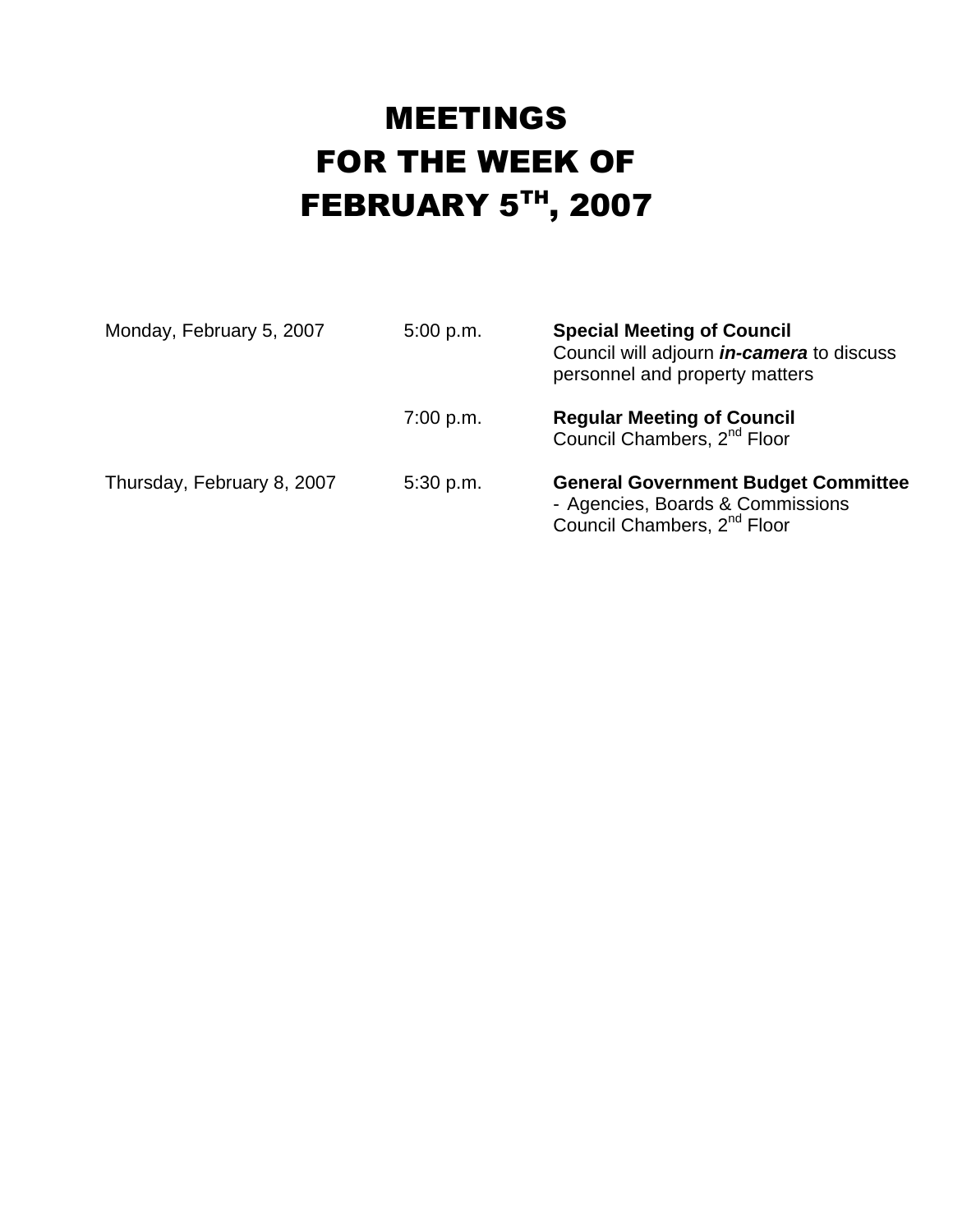# MEETINGS FOR THE WEEK OF FEBRUARY 5TH, 2007

| | | |
|---|---|---|
| Monday, February 5, 2007 | 5:00 p.m. | **Special Meeting of Council**<br>Council will adjourn ***in-camera*** to discuss personnel and property matters |
| | 7:00 p.m. | **Regular Meeting of Council**<br>Council Chambers, 2nd Floor |
| Thursday, February 8, 2007 | 5:30 p.m. | **General Government Budget Committee**<br>- Agencies, Boards & Commissions<br>Council Chambers, 2nd Floor |